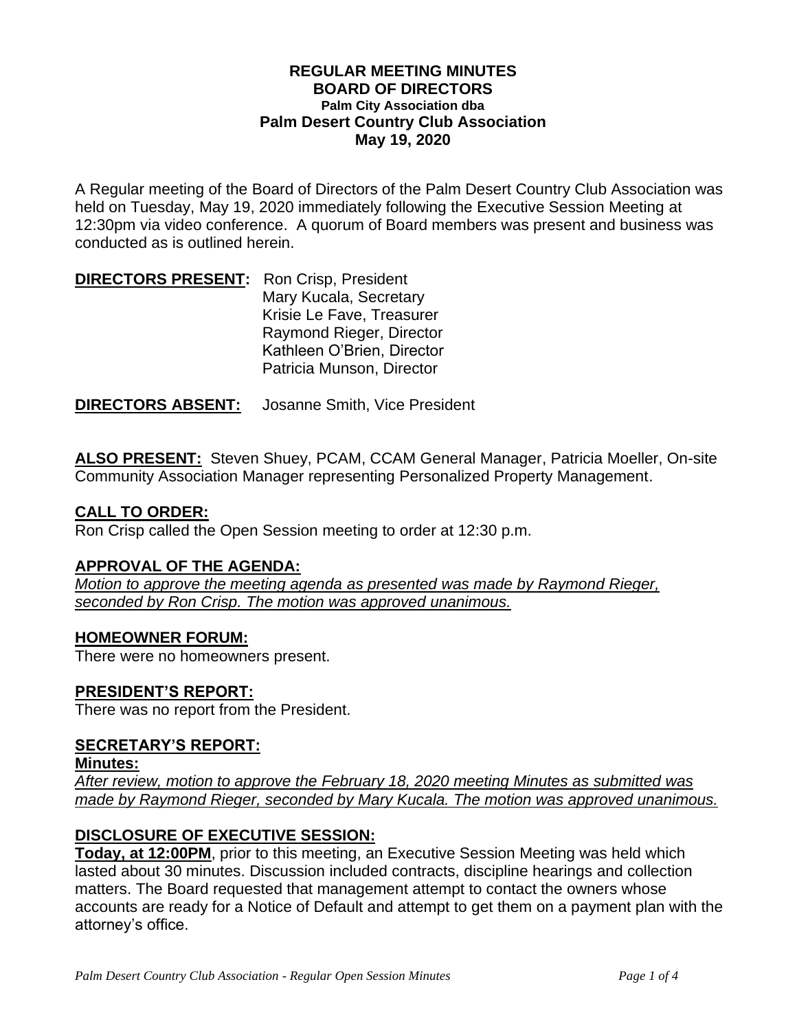# REGULAR MEETING MINUTES
## BOARD OF DIRECTORS
### Palm City Association dba
## Palm Desert Country Club Association
## May 19, 2020

A Regular meeting of the Board of Directors of the Palm Desert Country Club Association was held on Tuesday, May 19, 2020 immediately following the Executive Session Meeting at 12:30pm via video conference. A quorum of Board members was present and business was conducted as is outlined herein.

**DIRECTORS PRESENT:** Ron Crisp, President
Mary Kucala, Secretary
Krisie Le Fave, Treasurer
Raymond Rieger, Director
Kathleen O'Brien, Director
Patricia Munson, Director

**DIRECTORS ABSENT:** Josanne Smith, Vice President

**ALSO PRESENT:** Steven Shuey, PCAM, CCAM General Manager, Patricia Moeller, On-site Community Association Manager representing Personalized Property Management.

**CALL TO ORDER:**

Ron Crisp called the Open Session meeting to order at 12:30 p.m.

**APPROVAL OF THE AGENDA:**

*Motion to approve the meeting agenda as presented was made by Raymond Rieger, seconded by Ron Crisp. The motion was approved unanimous.*

**HOMEOWNER FORUM:**

There were no homeowners present.

**PRESIDENT'S REPORT:**

There was no report from the President.

**SECRETARY'S REPORT:**

**Minutes:**

*After review, motion to approve the February 18, 2020 meeting Minutes as submitted was made by Raymond Rieger, seconded by Mary Kucala. The motion was approved unanimous.*

**DISCLOSURE OF EXECUTIVE SESSION:**

**Today, at 12:00PM**, prior to this meeting, an Executive Session Meeting was held which lasted about 30 minutes. Discussion included contracts, discipline hearings and collection matters. The Board requested that management attempt to contact the owners whose accounts are ready for a Notice of Default and attempt to get them on a payment plan with the attorney's office.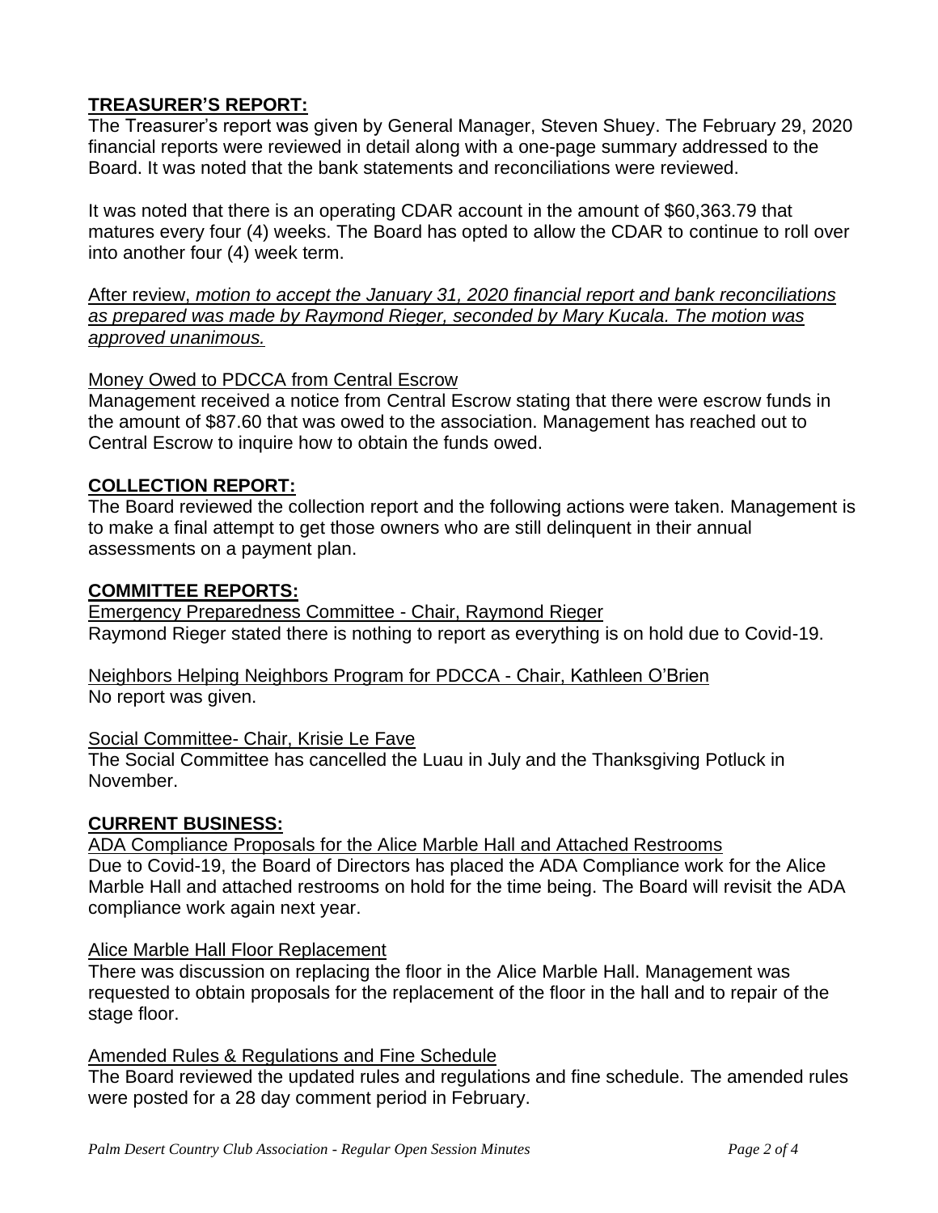## TREASURER'S REPORT:

The Treasurer's report was given by General Manager, Steven Shuey. The February 29, 2020 financial reports were reviewed in detail along with a one-page summary addressed to the Board. It was noted that the bank statements and reconciliations were reviewed.

It was noted that there is an operating CDAR account in the amount of $60,363.79 that matures every four (4) weeks. The Board has opted to allow the CDAR to continue to roll over into another four (4) week term.

After review, *motion to accept the January 31, 2020 financial report and bank reconciliations as prepared was made by Raymond Rieger, seconded by Mary Kucala. The motion was approved unanimous.*

### Money Owed to PDCCA from Central Escrow

Management received a notice from Central Escrow stating that there were escrow funds in the amount of $87.60 that was owed to the association. Management has reached out to Central Escrow to inquire how to obtain the funds owed.

## COLLECTION REPORT:

The Board reviewed the collection report and the following actions were taken. Management is to make a final attempt to get those owners who are still delinquent in their annual assessments on a payment plan.

## COMMITTEE REPORTS:

### Emergency Preparedness Committee - Chair, Raymond Rieger

Raymond Rieger stated there is nothing to report as everything is on hold due to Covid-19.

### Neighbors Helping Neighbors Program for PDCCA - Chair, Kathleen O'Brien

No report was given.

### Social Committee- Chair, Krisie Le Fave

The Social Committee has cancelled the Luau in July and the Thanksgiving Potluck in November.

## CURRENT BUSINESS:

### ADA Compliance Proposals for the Alice Marble Hall and Attached Restrooms

Due to Covid-19, the Board of Directors has placed the ADA Compliance work for the Alice Marble Hall and attached restrooms on hold for the time being. The Board will revisit the ADA compliance work again next year.

### Alice Marble Hall Floor Replacement

There was discussion on replacing the floor in the Alice Marble Hall. Management was requested to obtain proposals for the replacement of the floor in the hall and to repair of the stage floor.

### Amended Rules & Regulations and Fine Schedule

The Board reviewed the updated rules and regulations and fine schedule. The amended rules were posted for a 28 day comment period in February.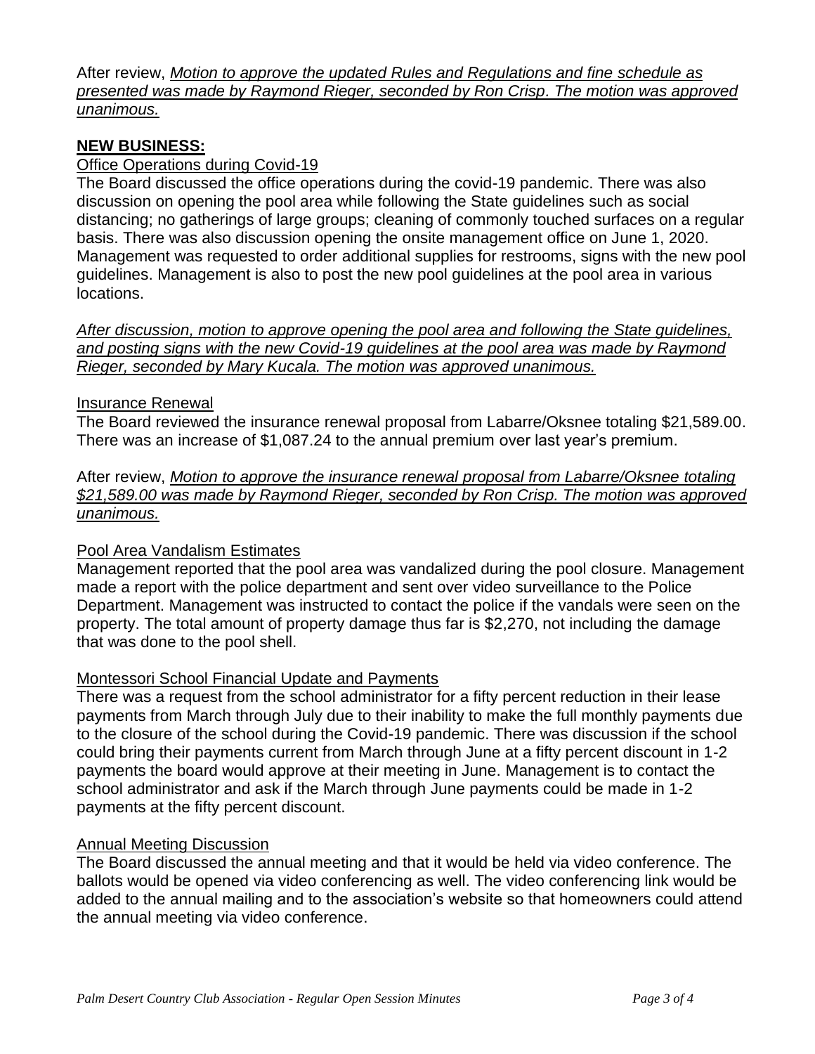After review, *Motion to approve the updated Rules and Regulations and fine schedule as presented was made by Raymond Rieger, seconded by Ron Crisp. The motion was approved unanimous.*

## NEW BUSINESS:

Office Operations during Covid-19

The Board discussed the office operations during the covid-19 pandemic. There was also discussion on opening the pool area while following the State guidelines such as social distancing; no gatherings of large groups; cleaning of commonly touched surfaces on a regular basis. There was also discussion opening the onsite management office on June 1, 2020. Management was requested to order additional supplies for restrooms, signs with the new pool guidelines. Management is also to post the new pool guidelines at the pool area in various locations.

*After discussion, motion to approve opening the pool area and following the State guidelines, and posting signs with the new Covid-19 guidelines at the pool area was made by Raymond Rieger, seconded by Mary Kucala. The motion was approved unanimous.*

Insurance Renewal

The Board reviewed the insurance renewal proposal from Labarre/Oksnee totaling $21,589.00. There was an increase of $1,087.24 to the annual premium over last year's premium.

After review, *Motion to approve the insurance renewal proposal from Labarre/Oksnee totaling $21,589.00 was made by Raymond Rieger, seconded by Ron Crisp. The motion was approved unanimous.*

Pool Area Vandalism Estimates

Management reported that the pool area was vandalized during the pool closure. Management made a report with the police department and sent over video surveillance to the Police Department. Management was instructed to contact the police if the vandals were seen on the property. The total amount of property damage thus far is $2,270, not including the damage that was done to the pool shell.

Montessori School Financial Update and Payments

There was a request from the school administrator for a fifty percent reduction in their lease payments from March through July due to their inability to make the full monthly payments due to the closure of the school during the Covid-19 pandemic. There was discussion if the school could bring their payments current from March through June at a fifty percent discount in 1-2 payments the board would approve at their meeting in June. Management is to contact the school administrator and ask if the March through June payments could be made in 1-2 payments at the fifty percent discount.

Annual Meeting Discussion

The Board discussed the annual meeting and that it would be held via video conference. The ballots would be opened via video conferencing as well. The video conferencing link would be added to the annual mailing and to the association's website so that homeowners could attend the annual meeting via video conference.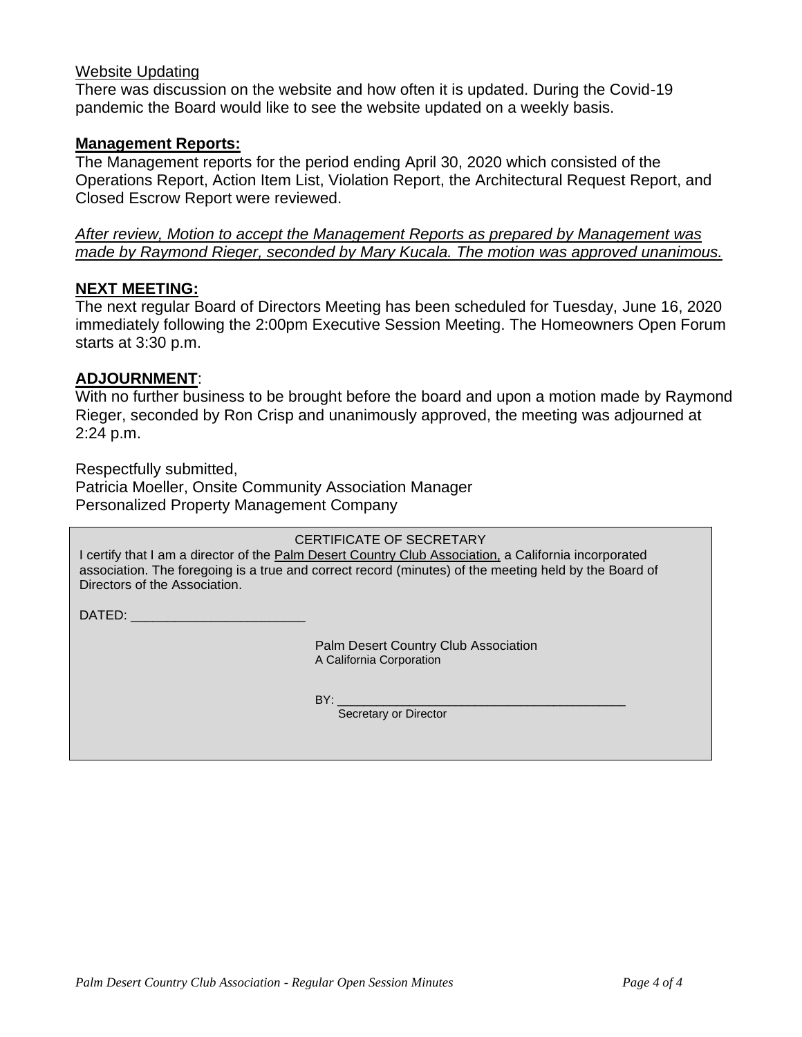Website Updating

There was discussion on the website and how often it is updated. During the Covid-19 pandemic the Board would like to see the website updated on a weekly basis.

**Management Reports:**

The Management reports for the period ending April 30, 2020 which consisted of the Operations Report, Action Item List, Violation Report, the Architectural Request Report, and Closed Escrow Report were reviewed.

*After review, Motion to accept the Management Reports as prepared by Management was made by Raymond Rieger, seconded by Mary Kucala. The motion was approved unanimous.*

**NEXT MEETING:**

The next regular Board of Directors Meeting has been scheduled for Tuesday, June 16, 2020 immediately following the 2:00pm Executive Session Meeting. The Homeowners Open Forum starts at 3:30 p.m.

**ADJOURNMENT**:

With no further business to be brought before the board and upon a motion made by Raymond Rieger, seconded by Ron Crisp and unanimously approved, the meeting was adjourned at 2:24 p.m.

Respectfully submitted,
Patricia Moeller, Onsite Community Association Manager
Personalized Property Management Company

CERTIFICATE OF SECRETARY

I certify that I am a director of the Palm Desert Country Club Association, a California incorporated association. The foregoing is a true and correct record (minutes) of the meeting held by the Board of Directors of the Association.

DATED: ________________________

Palm Desert Country Club Association
A California Corporation

BY: ________________________________________
Secretary or Director